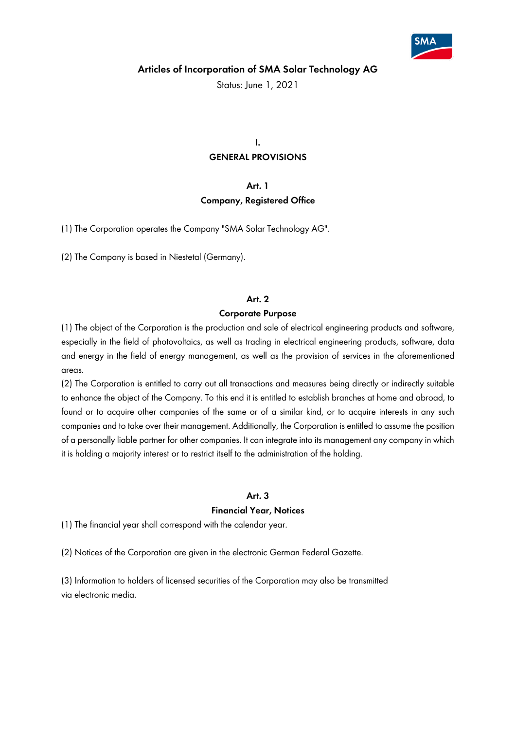# Articles of Incorporation of SMA Solar Technology AG

Status: June 1, 2021

## I.
## GENERAL PROVISIONS

### Art. 1
### Company, Registered Office

(1) The Corporation operates the Company "SMA Solar Technology AG".

(2) The Company is based in Niestetal (Germany).

### Art. 2
### Corporate Purpose

(1) The object of the Corporation is the production and sale of electrical engineering products and software, especially in the field of photovoltaics, as well as trading in electrical engineering products, software, data and energy in the field of energy management, as well as the provision of services in the aforementioned areas.

(2) The Corporation is entitled to carry out all transactions and measures being directly or indirectly suitable to enhance the object of the Company. To this end it is entitled to establish branches at home and abroad, to found or to acquire other companies of the same or of a similar kind, or to acquire interests in any such companies and to take over their management. Additionally, the Corporation is entitled to assume the position of a personally liable partner for other companies. It can integrate into its management any company in which it is holding a majority interest or to restrict itself to the administration of the holding.

### Art. 3
### Financial Year, Notices

(1) The financial year shall correspond with the calendar year.

(2) Notices of the Corporation are given in the electronic German Federal Gazette.

(3) Information to holders of licensed securities of the Corporation may also be transmitted via electronic media.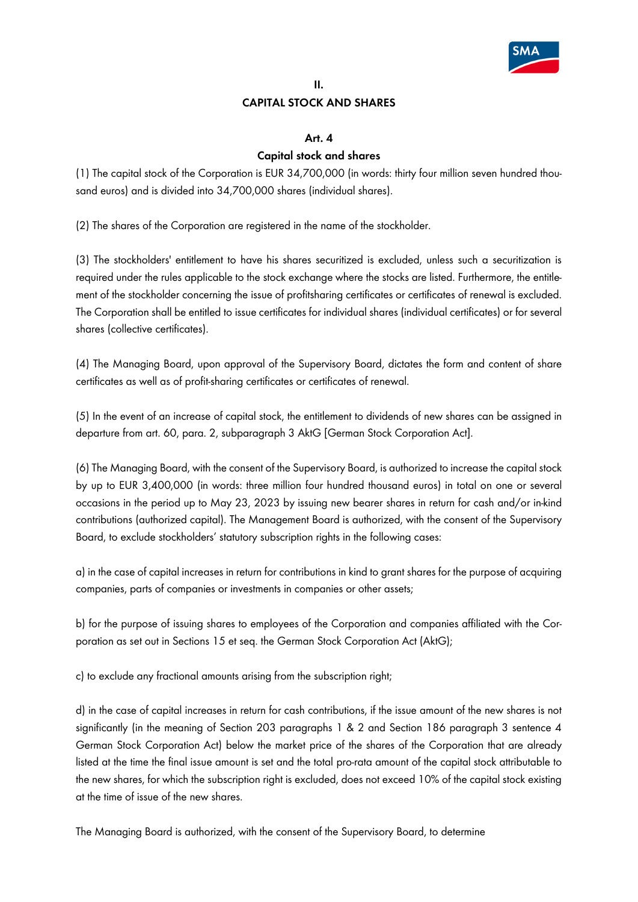# II.
# CAPITAL STOCK AND SHARES

## Art. 4
## Capital stock and shares

(1) The capital stock of the Corporation is EUR 34,700,000 (in words: thirty four million seven hundred thousand euros) and is divided into 34,700,000 shares (individual shares).

(2) The shares of the Corporation are registered in the name of the stockholder.

(3) The stockholders' entitlement to have his shares securitized is excluded, unless such a securitization is required under the rules applicable to the stock exchange where the stocks are listed. Furthermore, the entitlement of the stockholder concerning the issue of profitsharing certificates or certificates of renewal is excluded. The Corporation shall be entitled to issue certificates for individual shares (individual certificates) or for several shares (collective certificates).

(4) The Managing Board, upon approval of the Supervisory Board, dictates the form and content of share certificates as well as of profit-sharing certificates or certificates of renewal.

(5) In the event of an increase of capital stock, the entitlement to dividends of new shares can be assigned in departure from art. 60, para. 2, subparagraph 3 AktG [German Stock Corporation Act].

(6) The Managing Board, with the consent of the Supervisory Board, is authorized to increase the capital stock by up to EUR 3,400,000 (in words: three million four hundred thousand euros) in total on one or several occasions in the period up to May 23, 2023 by issuing new bearer shares in return for cash and/or in-kind contributions (authorized capital). The Management Board is authorized, with the consent of the Supervisory Board, to exclude stockholders' statutory subscription rights in the following cases:

a) in the case of capital increases in return for contributions in kind to grant shares for the purpose of acquiring companies, parts of companies or investments in companies or other assets;

b) for the purpose of issuing shares to employees of the Corporation and companies affiliated with the Corporation as set out in Sections 15 et seq. the German Stock Corporation Act (AktG);

c) to exclude any fractional amounts arising from the subscription right;

d) in the case of capital increases in return for cash contributions, if the issue amount of the new shares is not significantly (in the meaning of Section 203 paragraphs 1 & 2 and Section 186 paragraph 3 sentence 4 German Stock Corporation Act) below the market price of the shares of the Corporation that are already listed at the time the final issue amount is set and the total pro-rata amount of the capital stock attributable to the new shares, for which the subscription right is excluded, does not exceed 10% of the capital stock existing at the time of issue of the new shares.

The Managing Board is authorized, with the consent of the Supervisory Board, to determine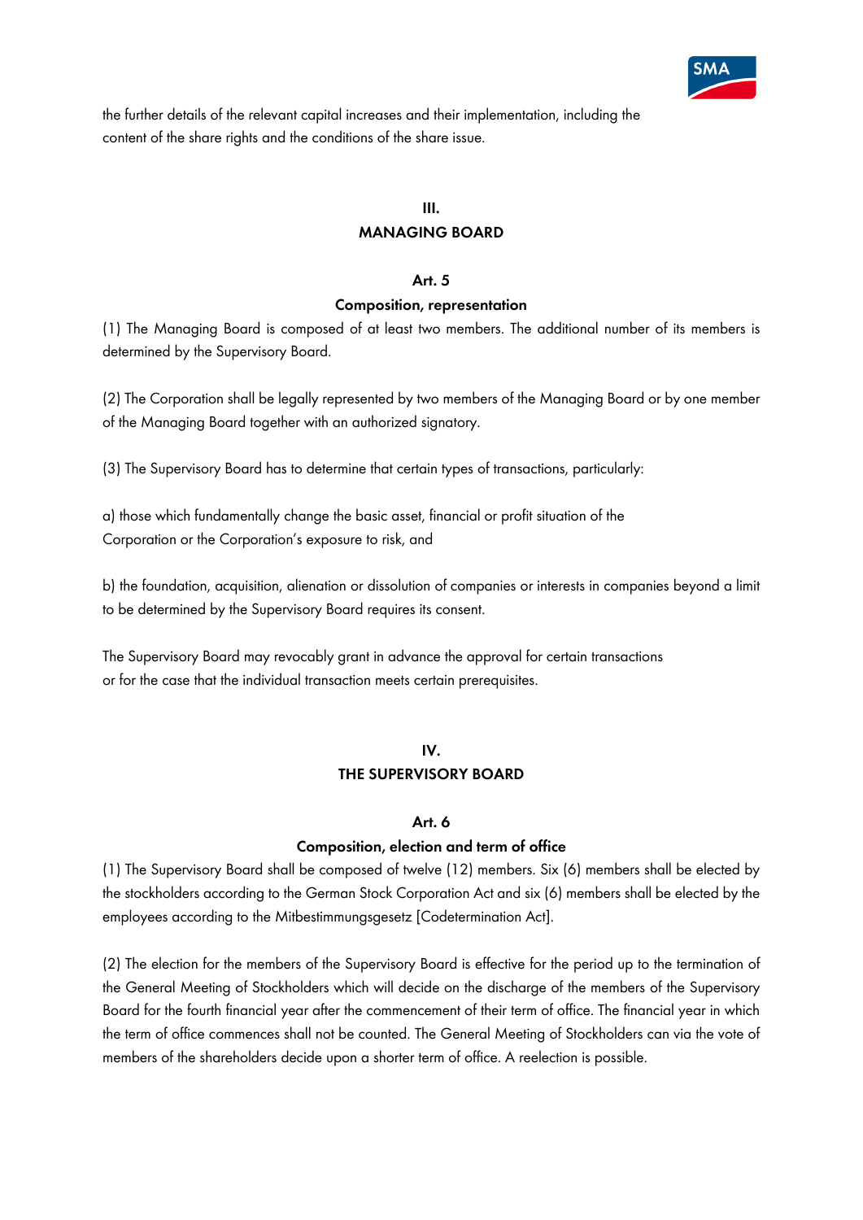the further details of the relevant capital increases and their implementation, including the content of the share rights and the conditions of the share issue.

## III.
## MANAGING BOARD

### Art. 5
### Composition, representation

(1) The Managing Board is composed of at least two members. The additional number of its members is determined by the Supervisory Board.

(2) The Corporation shall be legally represented by two members of the Managing Board or by one member of the Managing Board together with an authorized signatory.

(3) The Supervisory Board has to determine that certain types of transactions, particularly:

a) those which fundamentally change the basic asset, financial or profit situation of the Corporation or the Corporation's exposure to risk, and

b) the foundation, acquisition, alienation or dissolution of companies or interests in companies beyond a limit to be determined by the Supervisory Board requires its consent.

The Supervisory Board may revocably grant in advance the approval for certain transactions or for the case that the individual transaction meets certain prerequisites.

## IV.
## THE SUPERVISORY BOARD

### Art. 6
### Composition, election and term of office

(1) The Supervisory Board shall be composed of twelve (12) members. Six (6) members shall be elected by the stockholders according to the German Stock Corporation Act and six (6) members shall be elected by the employees according to the Mitbestimmungsgesetz [Codetermination Act].

(2) The election for the members of the Supervisory Board is effective for the period up to the termination of the General Meeting of Stockholders which will decide on the discharge of the members of the Supervisory Board for the fourth financial year after the commencement of their term of office. The financial year in which the term of office commences shall not be counted. The General Meeting of Stockholders can via the vote of members of the shareholders decide upon a shorter term of office. A reelection is possible.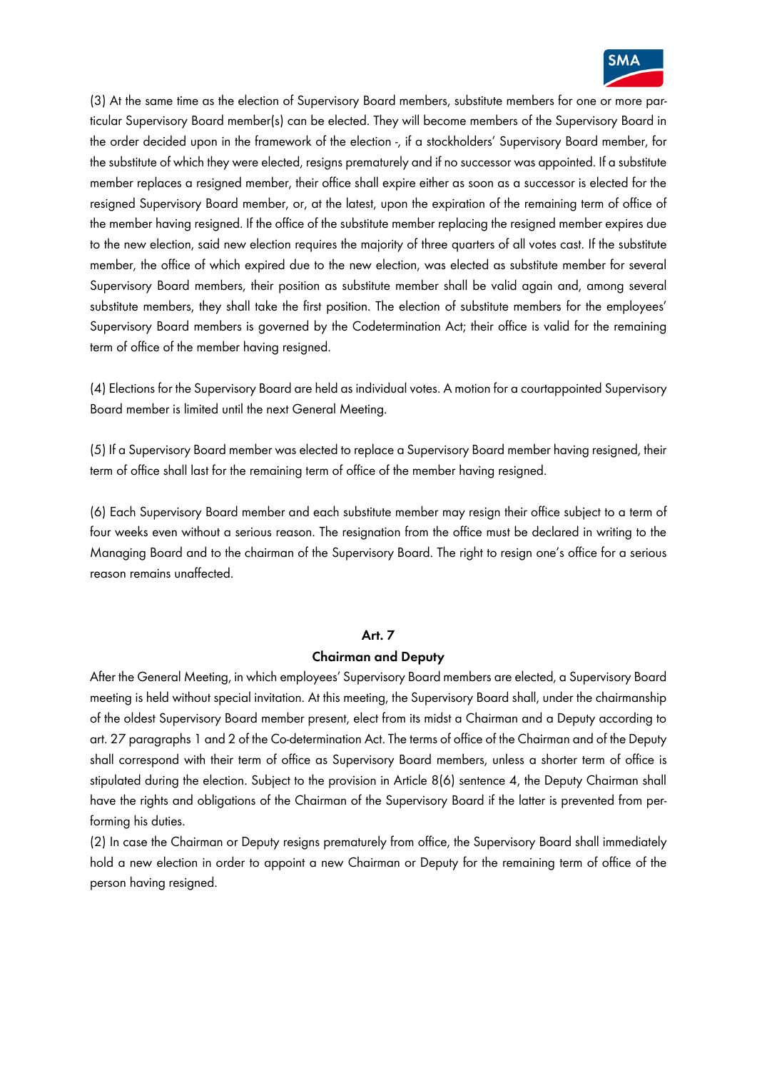(3) At the same time as the election of Supervisory Board members, substitute members for one or more particular Supervisory Board member(s) can be elected. They will become members of the Supervisory Board in the order decided upon in the framework of the election -, if a stockholders' Supervisory Board member, for the substitute of which they were elected, resigns prematurely and if no successor was appointed. If a substitute member replaces a resigned member, their office shall expire either as soon as a successor is elected for the resigned Supervisory Board member, or, at the latest, upon the expiration of the remaining term of office of the member having resigned. If the office of the substitute member replacing the resigned member expires due to the new election, said new election requires the majority of three quarters of all votes cast. If the substitute member, the office of which expired due to the new election, was elected as substitute member for several Supervisory Board members, their position as substitute member shall be valid again and, among several substitute members, they shall take the first position. The election of substitute members for the employees' Supervisory Board members is governed by the Codetermination Act; their office is valid for the remaining term of office of the member having resigned.

(4) Elections for the Supervisory Board are held as individual votes. A motion for a courtappointed Supervisory Board member is limited until the next General Meeting.

(5) If a Supervisory Board member was elected to replace a Supervisory Board member having resigned, their term of office shall last for the remaining term of office of the member having resigned.

(6) Each Supervisory Board member and each substitute member may resign their office subject to a term of four weeks even without a serious reason. The resignation from the office must be declared in writing to the Managing Board and to the chairman of the Supervisory Board. The right to resign one's office for a serious reason remains unaffected.

## Art. 7
## Chairman and Deputy

After the General Meeting, in which employees' Supervisory Board members are elected, a Supervisory Board meeting is held without special invitation. At this meeting, the Supervisory Board shall, under the chairmanship of the oldest Supervisory Board member present, elect from its midst a Chairman and a Deputy according to art. 27 paragraphs 1 and 2 of the Co-determination Act. The terms of office of the Chairman and of the Deputy shall correspond with their term of office as Supervisory Board members, unless a shorter term of office is stipulated during the election. Subject to the provision in Article 8(6) sentence 4, the Deputy Chairman shall have the rights and obligations of the Chairman of the Supervisory Board if the latter is prevented from performing his duties.

(2) In case the Chairman or Deputy resigns prematurely from office, the Supervisory Board shall immediately hold a new election in order to appoint a new Chairman or Deputy for the remaining term of office of the person having resigned.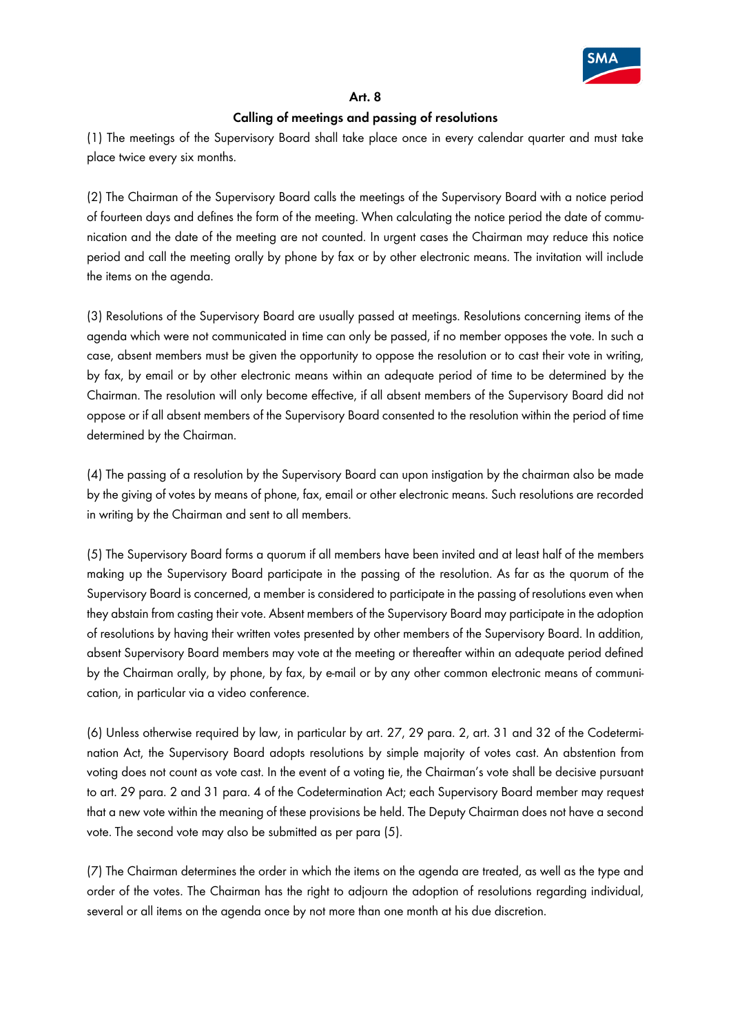## Art. 8

### Calling of meetings and passing of resolutions

(1) The meetings of the Supervisory Board shall take place once in every calendar quarter and must take place twice every six months.

(2) The Chairman of the Supervisory Board calls the meetings of the Supervisory Board with a notice period of fourteen days and defines the form of the meeting. When calculating the notice period the date of communication and the date of the meeting are not counted. In urgent cases the Chairman may reduce this notice period and call the meeting orally by phone by fax or by other electronic means. The invitation will include the items on the agenda.

(3) Resolutions of the Supervisory Board are usually passed at meetings. Resolutions concerning items of the agenda which were not communicated in time can only be passed, if no member opposes the vote. In such a case, absent members must be given the opportunity to oppose the resolution or to cast their vote in writing, by fax, by email or by other electronic means within an adequate period of time to be determined by the Chairman. The resolution will only become effective, if all absent members of the Supervisory Board did not oppose or if all absent members of the Supervisory Board consented to the resolution within the period of time determined by the Chairman.

(4) The passing of a resolution by the Supervisory Board can upon instigation by the chairman also be made by the giving of votes by means of phone, fax, email or other electronic means. Such resolutions are recorded in writing by the Chairman and sent to all members.

(5) The Supervisory Board forms a quorum if all members have been invited and at least half of the members making up the Supervisory Board participate in the passing of the resolution. As far as the quorum of the Supervisory Board is concerned, a member is considered to participate in the passing of resolutions even when they abstain from casting their vote. Absent members of the Supervisory Board may participate in the adoption of resolutions by having their written votes presented by other members of the Supervisory Board. In addition, absent Supervisory Board members may vote at the meeting or thereafter within an adequate period defined by the Chairman orally, by phone, by fax, by e-mail or by any other common electronic means of communication, in particular via a video conference.

(6) Unless otherwise required by law, in particular by art. 27, 29 para. 2, art. 31 and 32 of the Codetermination Act, the Supervisory Board adopts resolutions by simple majority of votes cast. An abstention from voting does not count as vote cast. In the event of a voting tie, the Chairman's vote shall be decisive pursuant to art. 29 para. 2 and 31 para. 4 of the Codetermination Act; each Supervisory Board member may request that a new vote within the meaning of these provisions be held. The Deputy Chairman does not have a second vote. The second vote may also be submitted as per para (5).

(7) The Chairman determines the order in which the items on the agenda are treated, as well as the type and order of the votes. The Chairman has the right to adjourn the adoption of resolutions regarding individual, several or all items on the agenda once by not more than one month at his due discretion.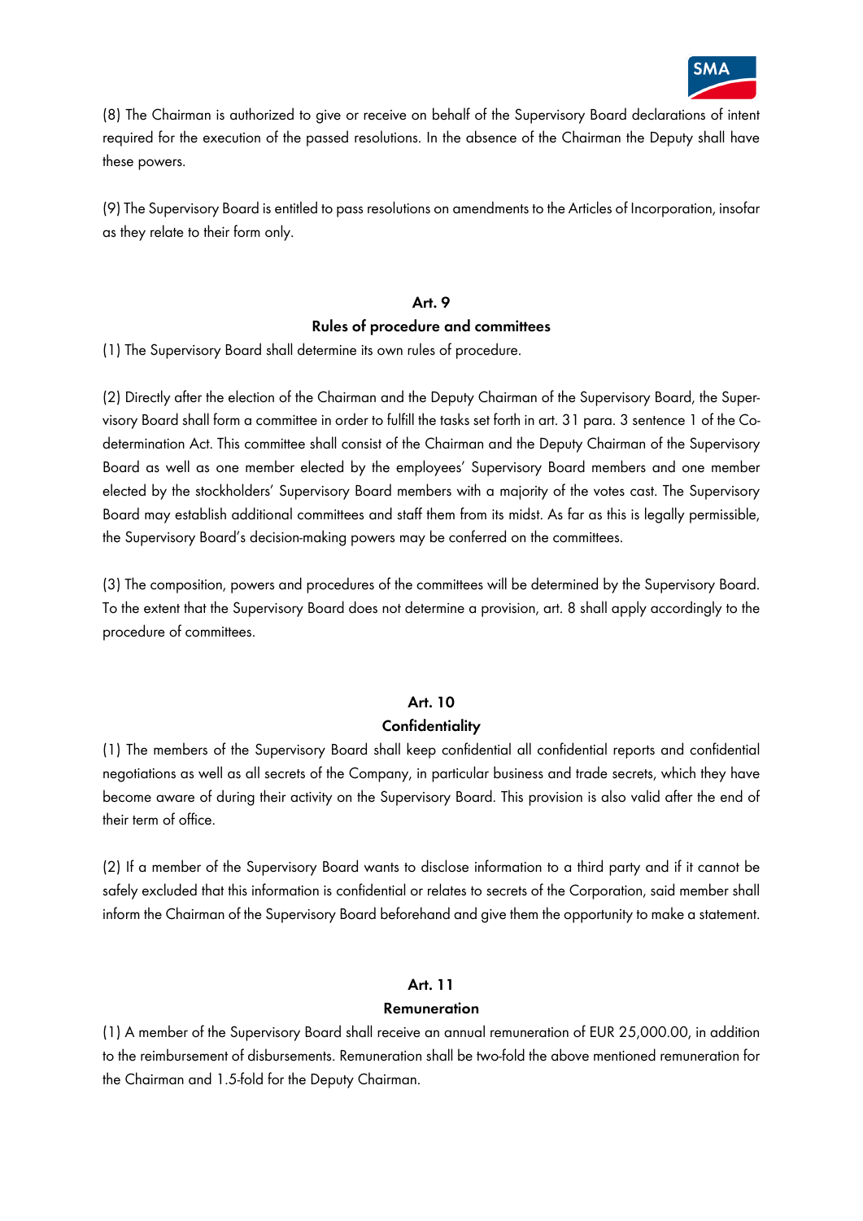(8) The Chairman is authorized to give or receive on behalf of the Supervisory Board declarations of intent required for the execution of the passed resolutions. In the absence of the Chairman the Deputy shall have these powers.

(9) The Supervisory Board is entitled to pass resolutions on amendments to the Articles of Incorporation, insofar as they relate to their form only.

## Art. 9
## Rules of procedure and committees

(1) The Supervisory Board shall determine its own rules of procedure.

(2) Directly after the election of the Chairman and the Deputy Chairman of the Supervisory Board, the Supervisory Board shall form a committee in order to fulfill the tasks set forth in art. 31 para. 3 sentence 1 of the Codetermination Act. This committee shall consist of the Chairman and the Deputy Chairman of the Supervisory Board as well as one member elected by the employees' Supervisory Board members and one member elected by the stockholders' Supervisory Board members with a majority of the votes cast. The Supervisory Board may establish additional committees and staff them from its midst. As far as this is legally permissible, the Supervisory Board's decision-making powers may be conferred on the committees.

(3) The composition, powers and procedures of the committees will be determined by the Supervisory Board. To the extent that the Supervisory Board does not determine a provision, art. 8 shall apply accordingly to the procedure of committees.

## Art. 10
## Confidentiality

(1) The members of the Supervisory Board shall keep confidential all confidential reports and confidential negotiations as well as all secrets of the Company, in particular business and trade secrets, which they have become aware of during their activity on the Supervisory Board. This provision is also valid after the end of their term of office.

(2) If a member of the Supervisory Board wants to disclose information to a third party and if it cannot be safely excluded that this information is confidential or relates to secrets of the Corporation, said member shall inform the Chairman of the Supervisory Board beforehand and give them the opportunity to make a statement.

## Art. 11
## Remuneration

(1) A member of the Supervisory Board shall receive an annual remuneration of EUR 25,000.00, in addition to the reimbursement of disbursements. Remuneration shall be two-fold the above mentioned remuneration for the Chairman and 1.5-fold for the Deputy Chairman.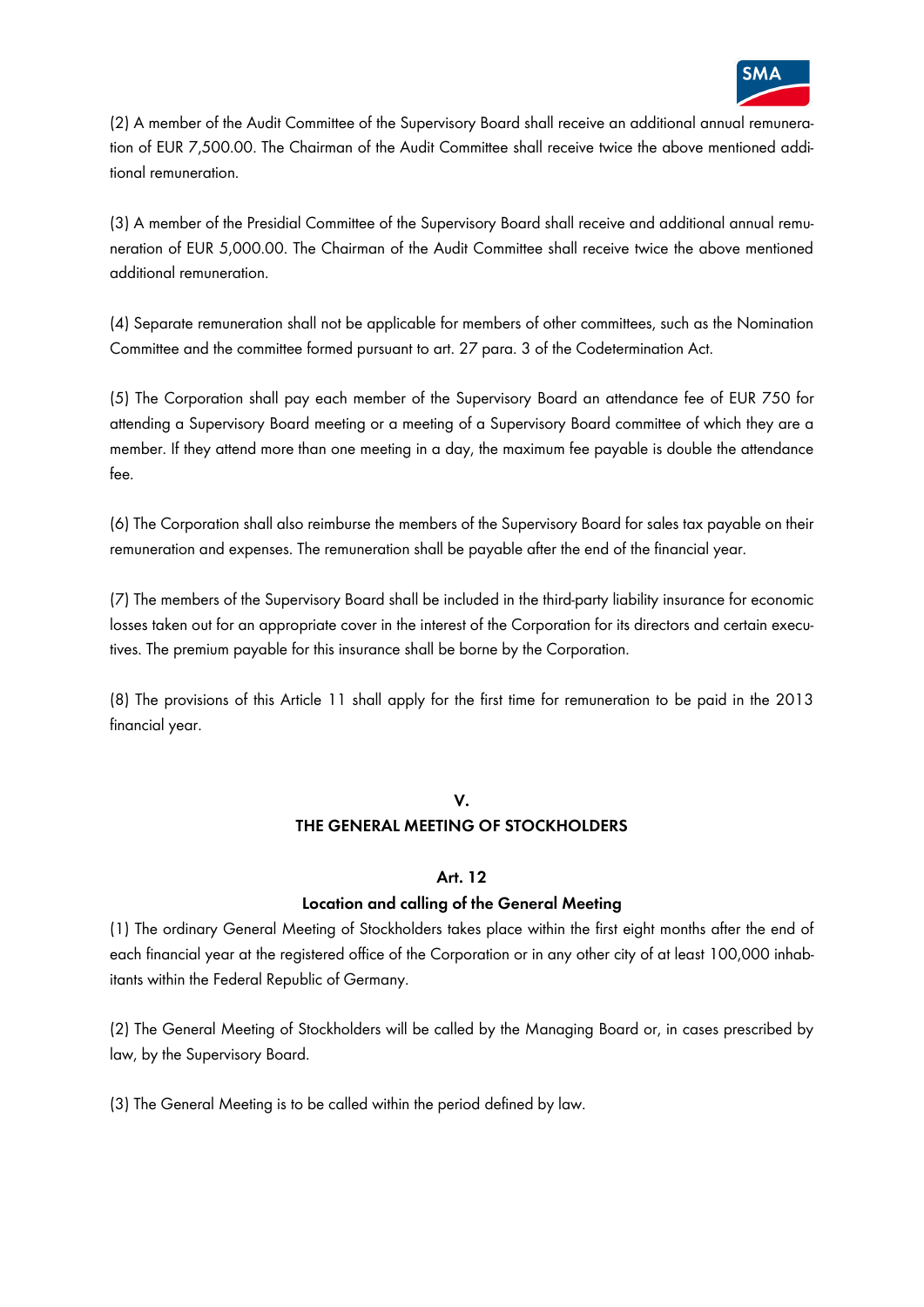(2) A member of the Audit Committee of the Supervisory Board shall receive an additional annual remuneration of EUR 7,500.00. The Chairman of the Audit Committee shall receive twice the above mentioned additional remuneration.

(3) A member of the Presidial Committee of the Supervisory Board shall receive and additional annual remuneration of EUR 5,000.00. The Chairman of the Audit Committee shall receive twice the above mentioned additional remuneration.

(4) Separate remuneration shall not be applicable for members of other committees, such as the Nomination Committee and the committee formed pursuant to art. 27 para. 3 of the Codetermination Act.

(5) The Corporation shall pay each member of the Supervisory Board an attendance fee of EUR 750 for attending a Supervisory Board meeting or a meeting of a Supervisory Board committee of which they are a member. If they attend more than one meeting in a day, the maximum fee payable is double the attendance fee.

(6) The Corporation shall also reimburse the members of the Supervisory Board for sales tax payable on their remuneration and expenses. The remuneration shall be payable after the end of the financial year.

(7) The members of the Supervisory Board shall be included in the third-party liability insurance for economic losses taken out for an appropriate cover in the interest of the Corporation for its directors and certain executives. The premium payable for this insurance shall be borne by the Corporation.

(8) The provisions of this Article 11 shall apply for the first time for remuneration to be paid in the 2013 financial year.

## V.
## THE GENERAL MEETING OF STOCKHOLDERS

### Art. 12
### Location and calling of the General Meeting

(1) The ordinary General Meeting of Stockholders takes place within the first eight months after the end of each financial year at the registered office of the Corporation or in any other city of at least 100,000 inhabitants within the Federal Republic of Germany.

(2) The General Meeting of Stockholders will be called by the Managing Board or, in cases prescribed by law, by the Supervisory Board.

(3) The General Meeting is to be called within the period defined by law.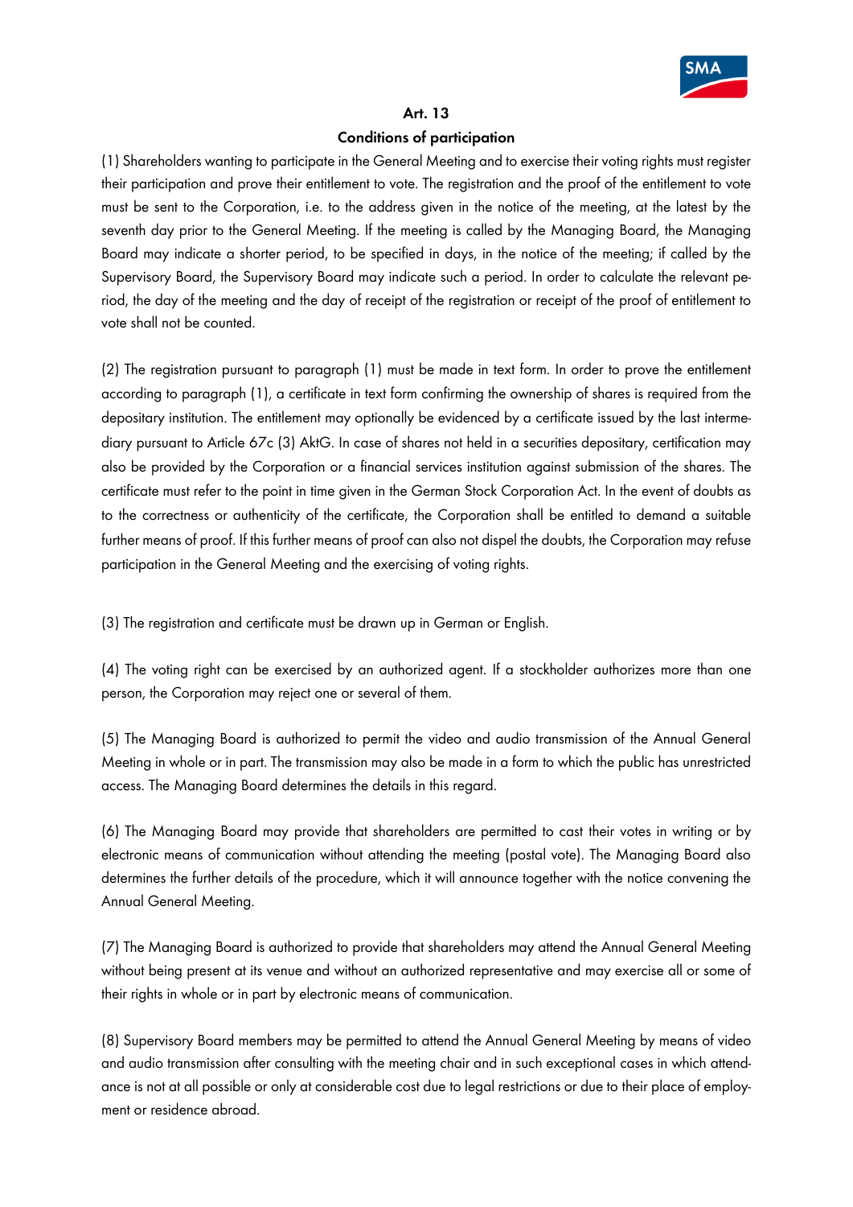## Art. 13

## Conditions of participation

(1) Shareholders wanting to participate in the General Meeting and to exercise their voting rights must register their participation and prove their entitlement to vote. The registration and the proof of the entitlement to vote must be sent to the Corporation, i.e. to the address given in the notice of the meeting, at the latest by the seventh day prior to the General Meeting. If the meeting is called by the Managing Board, the Managing Board may indicate a shorter period, to be specified in days, in the notice of the meeting; if called by the Supervisory Board, the Supervisory Board may indicate such a period. In order to calculate the relevant period, the day of the meeting and the day of receipt of the registration or receipt of the proof of entitlement to vote shall not be counted.

(2) The registration pursuant to paragraph (1) must be made in text form. In order to prove the entitlement according to paragraph (1), a certificate in text form confirming the ownership of shares is required from the depositary institution. The entitlement may optionally be evidenced by a certificate issued by the last intermediary pursuant to Article 67c (3) AktG. In case of shares not held in a securities depositary, certification may also be provided by the Corporation or a financial services institution against submission of the shares. The certificate must refer to the point in time given in the German Stock Corporation Act. In the event of doubts as to the correctness or authenticity of the certificate, the Corporation shall be entitled to demand a suitable further means of proof. If this further means of proof can also not dispel the doubts, the Corporation may refuse participation in the General Meeting and the exercising of voting rights.

(3) The registration and certificate must be drawn up in German or English.

(4) The voting right can be exercised by an authorized agent. If a stockholder authorizes more than one person, the Corporation may reject one or several of them.

(5) The Managing Board is authorized to permit the video and audio transmission of the Annual General Meeting in whole or in part. The transmission may also be made in a form to which the public has unrestricted access. The Managing Board determines the details in this regard.

(6) The Managing Board may provide that shareholders are permitted to cast their votes in writing or by electronic means of communication without attending the meeting (postal vote). The Managing Board also determines the further details of the procedure, which it will announce together with the notice convening the Annual General Meeting.

(7) The Managing Board is authorized to provide that shareholders may attend the Annual General Meeting without being present at its venue and without an authorized representative and may exercise all or some of their rights in whole or in part by electronic means of communication.

(8) Supervisory Board members may be permitted to attend the Annual General Meeting by means of video and audio transmission after consulting with the meeting chair and in such exceptional cases in which attendance is not at all possible or only at considerable cost due to legal restrictions or due to their place of employment or residence abroad.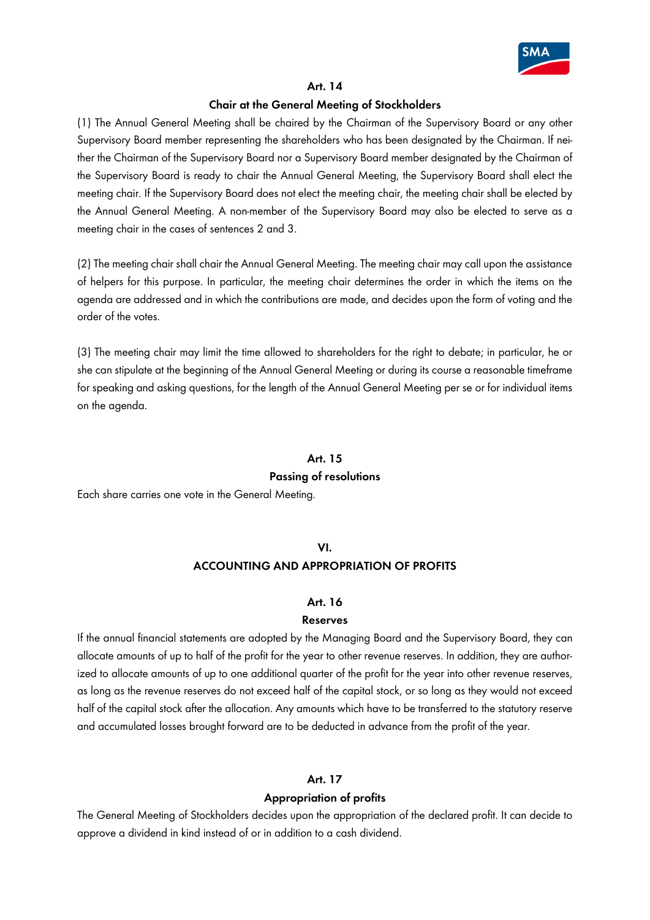### Art. 14
### Chair at the General Meeting of Stockholders

(1) The Annual General Meeting shall be chaired by the Chairman of the Supervisory Board or any other Supervisory Board member representing the shareholders who has been designated by the Chairman. If neither the Chairman of the Supervisory Board nor a Supervisory Board member designated by the Chairman of the Supervisory Board is ready to chair the Annual General Meeting, the Supervisory Board shall elect the meeting chair. If the Supervisory Board does not elect the meeting chair, the meeting chair shall be elected by the Annual General Meeting. A non-member of the Supervisory Board may also be elected to serve as a meeting chair in the cases of sentences 2 and 3.

(2) The meeting chair shall chair the Annual General Meeting. The meeting chair may call upon the assistance of helpers for this purpose. In particular, the meeting chair determines the order in which the items on the agenda are addressed and in which the contributions are made, and decides upon the form of voting and the order of the votes.

(3) The meeting chair may limit the time allowed to shareholders for the right to debate; in particular, he or she can stipulate at the beginning of the Annual General Meeting or during its course a reasonable timeframe for speaking and asking questions, for the length of the Annual General Meeting per se or for individual items on the agenda.

### Art. 15
### Passing of resolutions

Each share carries one vote in the General Meeting.

## VI.
## ACCOUNTING AND APPROPRIATION OF PROFITS

### Art. 16
### Reserves

If the annual financial statements are adopted by the Managing Board and the Supervisory Board, they can allocate amounts of up to half of the profit for the year to other revenue reserves. In addition, they are authorized to allocate amounts of up to one additional quarter of the profit for the year into other revenue reserves, as long as the revenue reserves do not exceed half of the capital stock, or so long as they would not exceed half of the capital stock after the allocation. Any amounts which have to be transferred to the statutory reserve and accumulated losses brought forward are to be deducted in advance from the profit of the year.

### Art. 17
### Appropriation of profits

The General Meeting of Stockholders decides upon the appropriation of the declared profit. It can decide to approve a dividend in kind instead of or in addition to a cash dividend.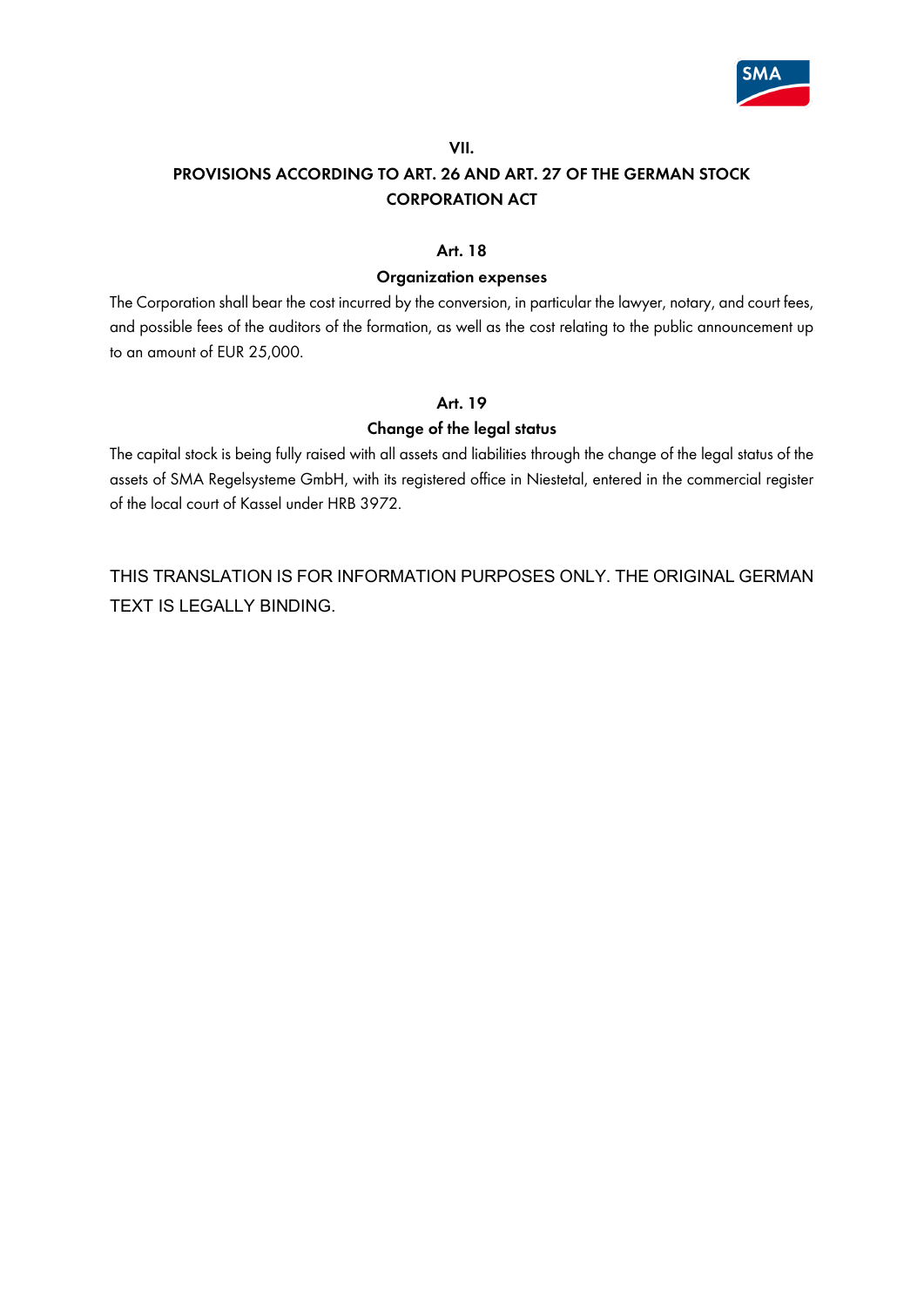## VII.

## PROVISIONS ACCORDING TO ART. 26 AND ART. 27 OF THE GERMAN STOCK CORPORATION ACT

### Art. 18

### Organization expenses

The Corporation shall bear the cost incurred by the conversion, in particular the lawyer, notary, and court fees, and possible fees of the auditors of the formation, as well as the cost relating to the public announcement up to an amount of EUR 25,000.

### Art. 19

### Change of the legal status

The capital stock is being fully raised with all assets and liabilities through the change of the legal status of the assets of SMA Regelsysteme GmbH, with its registered office in Niestetal, entered in the commercial register of the local court of Kassel under HRB 3972.

THIS TRANSLATION IS FOR INFORMATION PURPOSES ONLY. THE ORIGINAL GERMAN TEXT IS LEGALLY BINDING.